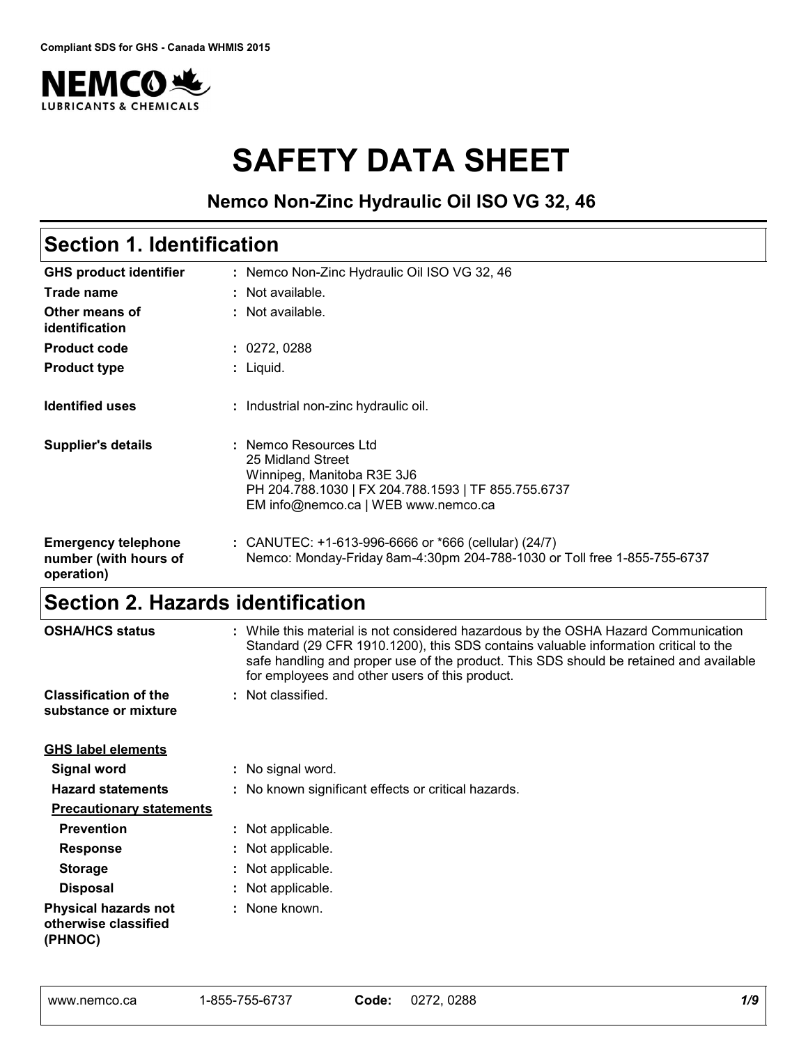Compliant SDS for GHS - Canada WHMIS 2015

NEMCO LUBRICANTS & CHEMICALS

# SAFETY DATA SHEET

### Nemco Non-Zinc Hydraulic Oil ISO VG 32, 46

## Section 1. Identification

| | |
|---|---|
| **GHS product identifier** | : Nemco Non-Zinc Hydraulic Oil ISO VG 32, 46 |
| **Trade name** | : Not available. |
| **Other means of identification** | : Not available. |
| **Product code** | : 0272, 0288 |
| **Product type** | : Liquid. |
| **Identified uses** | : Industrial non-zinc hydraulic oil. |
| **Supplier's details** | : Nemco Resources Ltd<br>25 Midland Street<br>Winnipeg, Manitoba R3E 3J6<br>PH 204.788.1030 \| FX 204.788.1593 \| TF 855.755.6737<br>EM info@nemco.ca \| WEB www.nemco.ca |
| **Emergency telephone number (with hours of operation)** | : CANUTEC: +1-613-996-6666 or *666 (cellular) (24/7)<br>Nemco: Monday-Friday 8am-4:30pm 204-788-1030 or Toll free 1-855-755-6737 |

## Section 2. Hazards identification

| | |
|---|---|
| **OSHA/HCS status** | : While this material is not considered hazardous by the OSHA Hazard Communication Standard (29 CFR 1910.1200), this SDS contains valuable information critical to the safe handling and proper use of the product. This SDS should be retained and available for employees and other users of this product. |
| **Classification of the substance or mixture** | : Not classified. |

**GHS label elements**

| | |
|---|---|
| **Signal word** | : No signal word. |
| **Hazard statements** | : No known significant effects or critical hazards. |

**Precautionary statements**

| | |
|---|---|
| **Prevention** | : Not applicable. |
| **Response** | : Not applicable. |
| **Storage** | : Not applicable. |
| **Disposal** | : Not applicable. |
| **Physical hazards not otherwise classified (PHNOC)** | : None known. |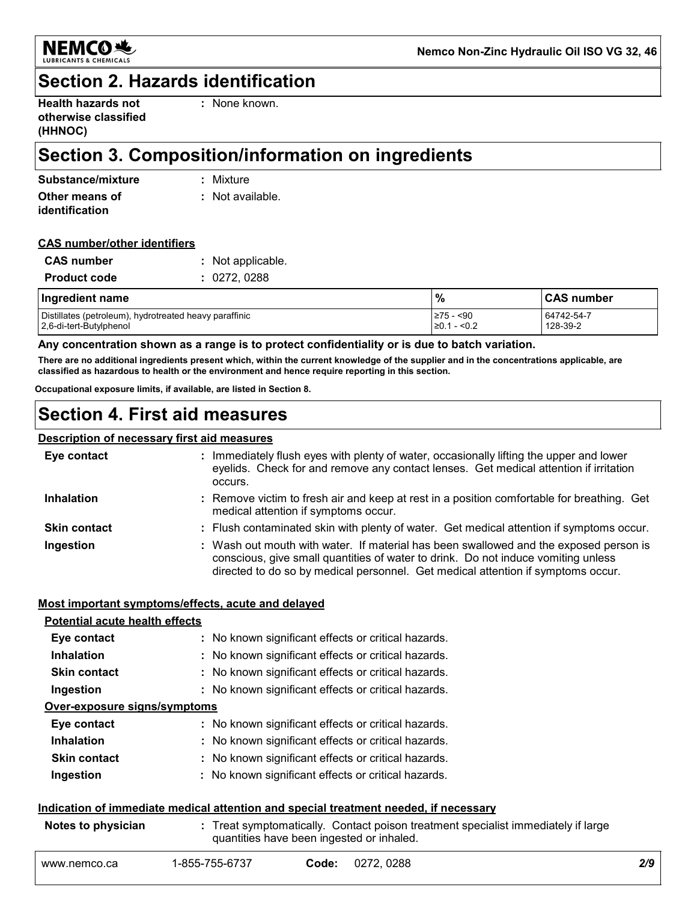## Section 2. Hazards identification

**Health hazards not otherwise classified (HHNOC)** : None known.

## Section 3. Composition/information on ingredients

**Substance/mixture** : Mixture

**Other means of identification** : Not available.

**CAS number/other identifiers**

**CAS number** : Not applicable.

**Product code** : 0272, 0288

| Ingredient name | % | CAS number |
|---|---|---|
| Distillates (petroleum), hydrotreated heavy paraffinic | ≥75 - <90 | 64742-54-7 |
| 2,6-di-tert-Butylphenol | ≥0.1 - <0.2 | 128-39-2 |

**Any concentration shown as a range is to protect confidentiality or is due to batch variation.**

**There are no additional ingredients present which, within the current knowledge of the supplier and in the concentrations applicable, are classified as hazardous to health or the environment and hence require reporting in this section.**

**Occupational exposure limits, if available, are listed in Section 8.**

## Section 4. First aid measures

**Description of necessary first aid measures**

**Eye contact** : Immediately flush eyes with plenty of water, occasionally lifting the upper and lower eyelids. Check for and remove any contact lenses. Get medical attention if irritation occurs.

**Inhalation** : Remove victim to fresh air and keep at rest in a position comfortable for breathing. Get medical attention if symptoms occur.

**Skin contact** : Flush contaminated skin with plenty of water. Get medical attention if symptoms occur.

**Ingestion** : Wash out mouth with water. If material has been swallowed and the exposed person is conscious, give small quantities of water to drink. Do not induce vomiting unless directed to do so by medical personnel. Get medical attention if symptoms occur.

**Most important symptoms/effects, acute and delayed**

**Potential acute health effects**

**Eye contact** : No known significant effects or critical hazards.

**Inhalation** : No known significant effects or critical hazards.

**Skin contact** : No known significant effects or critical hazards.

**Ingestion** : No known significant effects or critical hazards.

**Over-exposure signs/symptoms**

**Eye contact** : No known significant effects or critical hazards.

**Inhalation** : No known significant effects or critical hazards.

**Skin contact** : No known significant effects or critical hazards.

**Ingestion** : No known significant effects or critical hazards.

**Indication of immediate medical attention and special treatment needed, if necessary**

**Notes to physician** : Treat symptomatically. Contact poison treatment specialist immediately if large quantities have been ingested or inhaled.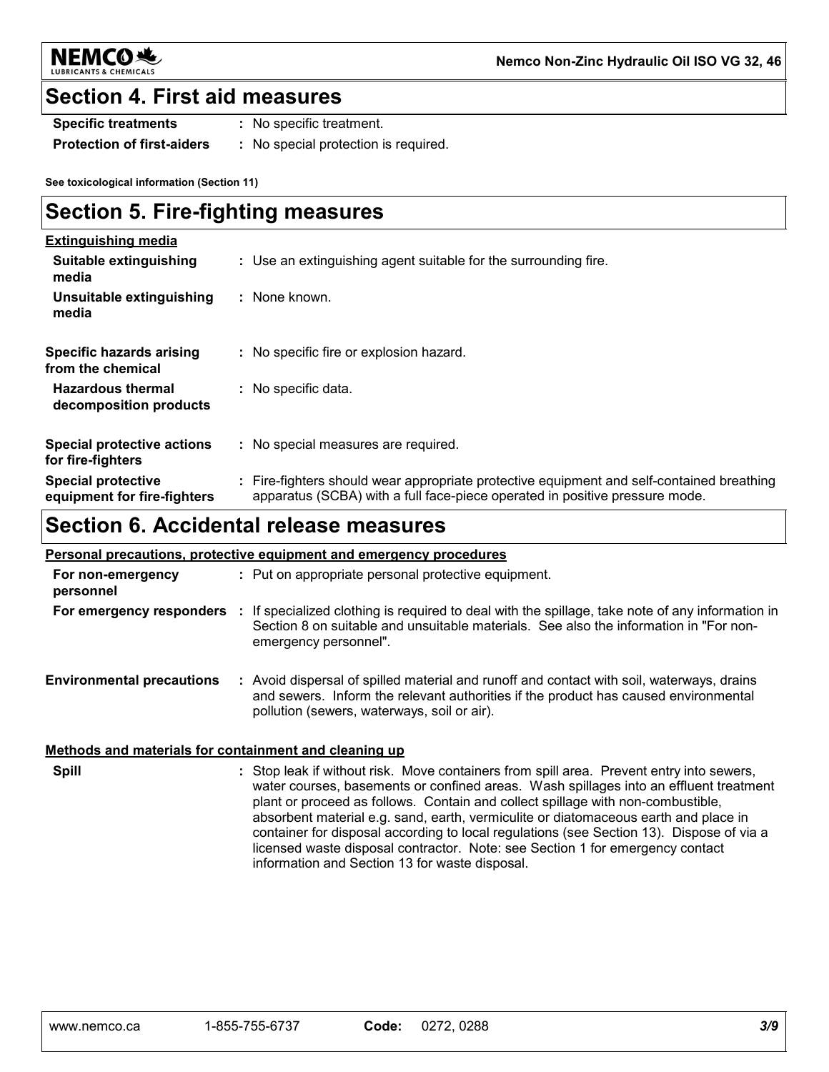## Section 4. First aid measures

| | |
|---|---|
| **Specific treatments** | : No specific treatment. |
| **Protection of first-aiders** | : No special protection is required. |

**See toxicological information (Section 11)**

## Section 5. Fire-fighting measures

**Extinguishing media**

| | |
|---|---|
| **Suitable extinguishing media** | : Use an extinguishing agent suitable for the surrounding fire. |
| **Unsuitable extinguishing media** | : None known. |
| **Specific hazards arising from the chemical** | : No specific fire or explosion hazard. |
| **Hazardous thermal decomposition products** | : No specific data. |
| **Special protective actions for fire-fighters** | : No special measures are required. |
| **Special protective equipment for fire-fighters** | : Fire-fighters should wear appropriate protective equipment and self-contained breathing apparatus (SCBA) with a full face-piece operated in positive pressure mode. |

## Section 6. Accidental release measures

**Personal precautions, protective equipment and emergency procedures**

| | |
|---|---|
| **For non-emergency personnel** | : Put on appropriate personal protective equipment. |
| **For emergency responders** | : If specialized clothing is required to deal with the spillage, take note of any information in Section 8 on suitable and unsuitable materials. See also the information in "For non-emergency personnel". |
| **Environmental precautions** | : Avoid dispersal of spilled material and runoff and contact with soil, waterways, drains and sewers. Inform the relevant authorities if the product has caused environmental pollution (sewers, waterways, soil or air). |

**Methods and materials for containment and cleaning up**

| | |
|---|---|
| **Spill** | : Stop leak if without risk. Move containers from spill area. Prevent entry into sewers, water courses, basements or confined areas. Wash spillages into an effluent treatment plant or proceed as follows. Contain and collect spillage with non-combustible, absorbent material e.g. sand, earth, vermiculite or diatomaceous earth and place in container for disposal according to local regulations (see Section 13). Dispose of via a licensed waste disposal contractor. Note: see Section 1 for emergency contact information and Section 13 for waste disposal. |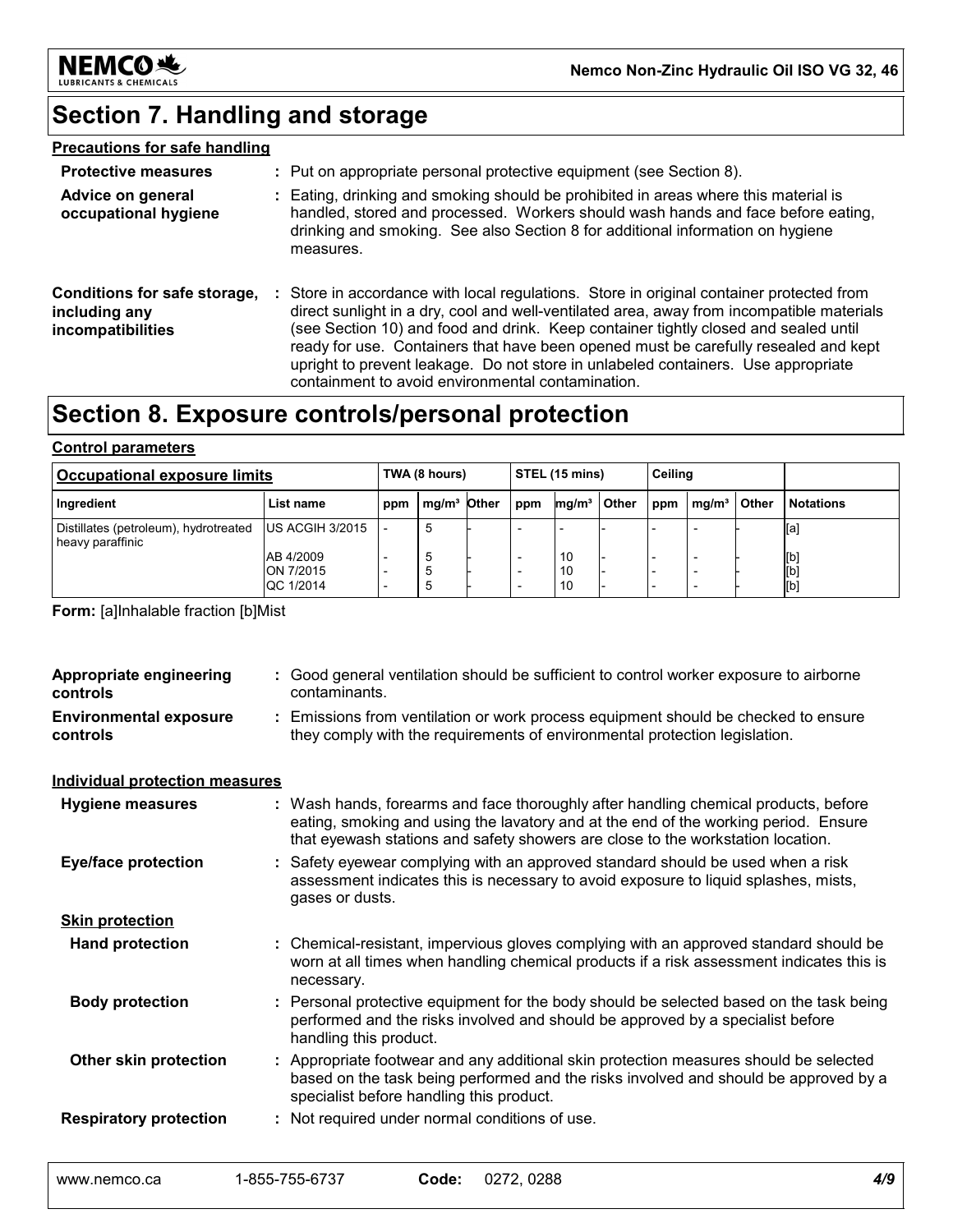# Section 7. Handling and storage

### Precautions for safe handling

**Protective measures** : Put on appropriate personal protective equipment (see Section 8).

**Advice on general occupational hygiene** : Eating, drinking and smoking should be prohibited in areas where this material is handled, stored and processed. Workers should wash hands and face before eating, drinking and smoking. See also Section 8 for additional information on hygiene measures.

**Conditions for safe storage, including any incompatibilities** : Store in accordance with local regulations. Store in original container protected from direct sunlight in a dry, cool and well-ventilated area, away from incompatible materials (see Section 10) and food and drink. Keep container tightly closed and sealed until ready for use. Containers that have been opened must be carefully resealed and kept upright to prevent leakage. Do not store in unlabeled containers. Use appropriate containment to avoid environmental contamination.

# Section 8. Exposure controls/personal protection

### Control parameters

| Occupational exposure limits | | TWA (8 hours) | | | STEL (15 mins) | | | Ceiling | | | |
|---|---|---|---|---|---|---|---|---|---|---|---|
| Ingredient | List name | ppm | mg/m³ | Other | ppm | mg/m³ | Other | ppm | mg/m³ | Other | Notations |
| Distillates (petroleum), hydrotreated heavy paraffinic | US ACGIH 3/2015 | - | 5 | - | - | - | - | - | - | - | [a] |
| | AB 4/2009 | - | 5 | - | - | 10 | - | - | - | - | [b] |
| | ON 7/2015 | - | 5 | - | - | 10 | - | - | - | - | [b] |
| | QC 1/2014 | - | 5 | - | - | 10 | - | - | - | - | [b] |

**Form:** [a]Inhalable fraction [b]Mist

**Appropriate engineering controls** : Good general ventilation should be sufficient to control worker exposure to airborne contaminants.

**Environmental exposure controls** : Emissions from ventilation or work process equipment should be checked to ensure they comply with the requirements of environmental protection legislation.

### Individual protection measures

**Hygiene measures** : Wash hands, forearms and face thoroughly after handling chemical products, before eating, smoking and using the lavatory and at the end of the working period. Ensure that eyewash stations and safety showers are close to the workstation location.

**Eye/face protection** : Safety eyewear complying with an approved standard should be used when a risk assessment indicates this is necessary to avoid exposure to liquid splashes, mists, gases or dusts.

**Skin protection**

**Hand protection** : Chemical-resistant, impervious gloves complying with an approved standard should be worn at all times when handling chemical products if a risk assessment indicates this is necessary.

**Body protection** : Personal protective equipment for the body should be selected based on the task being performed and the risks involved and should be approved by a specialist before handling this product.

**Other skin protection** : Appropriate footwear and any additional skin protection measures should be selected based on the task being performed and the risks involved and should be approved by a specialist before handling this product.

**Respiratory protection** : Not required under normal conditions of use.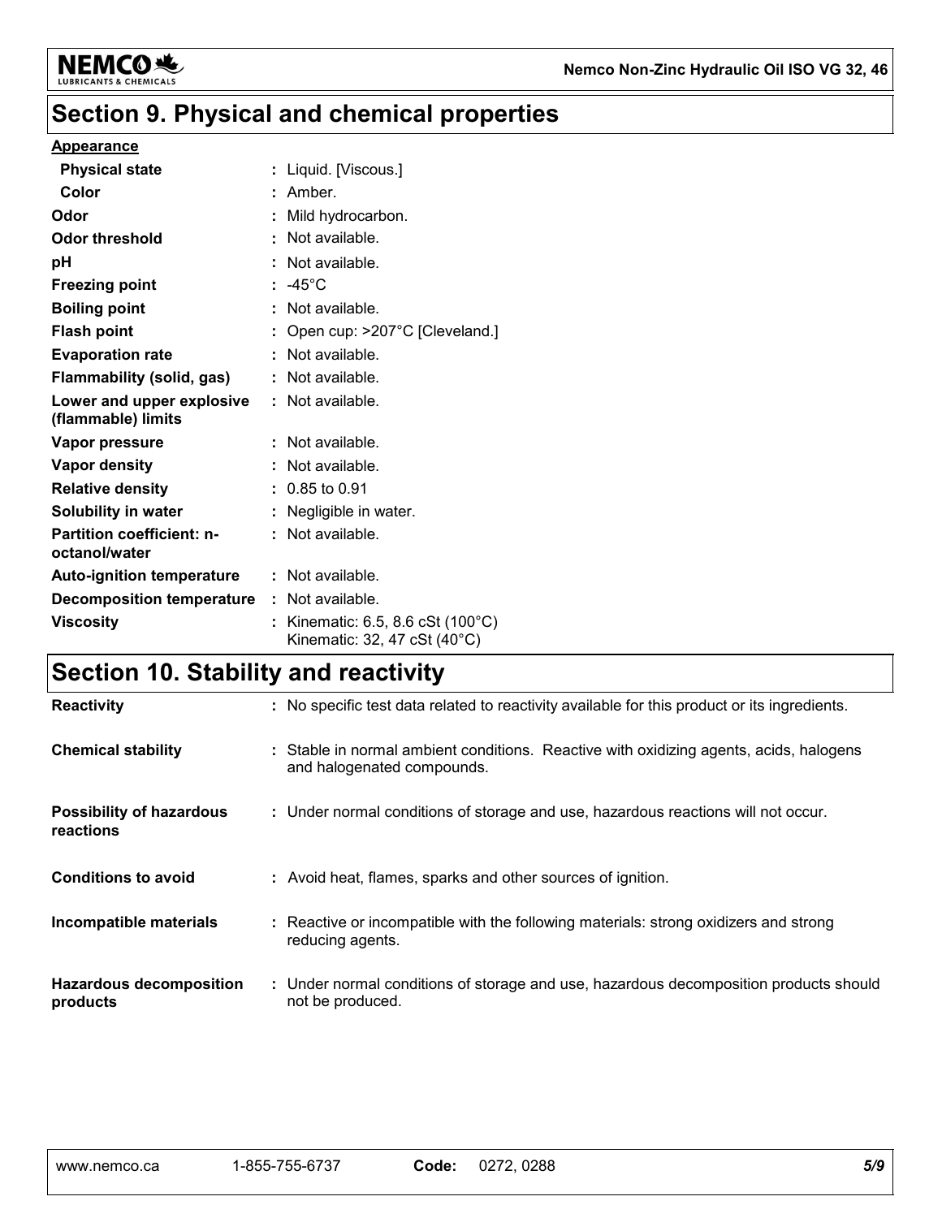# Section 9. Physical and chemical properties

**Appearance**

| | |
|---|---|
| **Physical state** | : Liquid. [Viscous.] |
| **Color** | : Amber. |
| **Odor** | : Mild hydrocarbon. |
| **Odor threshold** | : Not available. |
| **pH** | : Not available. |
| **Freezing point** | : -45°C |
| **Boiling point** | : Not available. |
| **Flash point** | : Open cup: >207°C [Cleveland.] |
| **Evaporation rate** | : Not available. |
| **Flammability (solid, gas)** | : Not available. |
| **Lower and upper explosive (flammable) limits** | : Not available. |
| **Vapor pressure** | : Not available. |
| **Vapor density** | : Not available. |
| **Relative density** | : 0.85 to 0.91 |
| **Solubility in water** | : Negligible in water. |
| **Partition coefficient: n-octanol/water** | : Not available. |
| **Auto-ignition temperature** | : Not available. |
| **Decomposition temperature** | : Not available. |
| **Viscosity** | : Kinematic: 6.5, 8.6 cSt (100°C)<br>Kinematic: 32, 47 cSt (40°C) |

# Section 10. Stability and reactivity

| | |
|---|---|
| **Reactivity** | : No specific test data related to reactivity available for this product or its ingredients. |
| **Chemical stability** | : Stable in normal ambient conditions. Reactive with oxidizing agents, acids, halogens and halogenated compounds. |
| **Possibility of hazardous reactions** | : Under normal conditions of storage and use, hazardous reactions will not occur. |
| **Conditions to avoid** | : Avoid heat, flames, sparks and other sources of ignition. |
| **Incompatible materials** | : Reactive or incompatible with the following materials: strong oxidizers and strong reducing agents. |
| **Hazardous decomposition products** | : Under normal conditions of storage and use, hazardous decomposition products should not be produced. |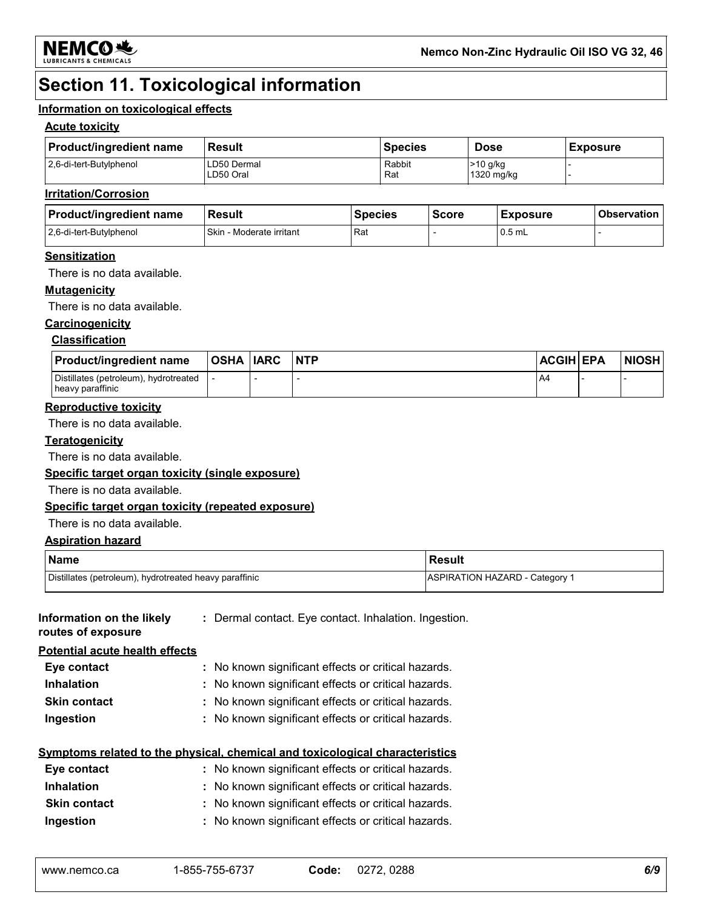# Section 11. Toxicological information

## Information on toxicological effects

### Acute toxicity

| Product/ingredient name | Result | Species | Dose | Exposure |
|---|---|---|---|---|
| 2,6-di-tert-Butylphenol | LD50 Dermal<br>LD50 Oral | Rabbit<br>Rat | >10 g/kg<br>1320 mg/kg | -<br>- |

### Irritation/Corrosion

| Product/ingredient name | Result | Species | Score | Exposure | Observation |
|---|---|---|---|---|---|
| 2,6-di-tert-Butylphenol | Skin - Moderate irritant | Rat | - | 0.5 mL | - |

### Sensitization

There is no data available.

### Mutagenicity

There is no data available.

### Carcinogenicity

#### Classification

| Product/ingredient name | OSHA | IARC | NTP | ACGIH | EPA | NIOSH |
|---|---|---|---|---|---|---|
| Distillates (petroleum), hydrotreated heavy paraffinic | - | - | - | A4 | - | - |

### Reproductive toxicity

There is no data available.

### Teratogenicity

There is no data available.

### Specific target organ toxicity (single exposure)

There is no data available.

### Specific target organ toxicity (repeated exposure)

There is no data available.

### Aspiration hazard

| Name | Result |
|---|---|
| Distillates (petroleum), hydrotreated heavy paraffinic | ASPIRATION HAZARD - Category 1 |

**Information on the likely routes of exposure** : Dermal contact. Eye contact. Inhalation. Ingestion.

### Potential acute health effects

**Eye contact** : No known significant effects or critical hazards.

**Inhalation** : No known significant effects or critical hazards.

**Skin contact** : No known significant effects or critical hazards.

**Ingestion** : No known significant effects or critical hazards.

### Symptoms related to the physical, chemical and toxicological characteristics

**Eye contact** : No known significant effects or critical hazards.

**Inhalation** : No known significant effects or critical hazards.

**Skin contact** : No known significant effects or critical hazards.

**Ingestion** : No known significant effects or critical hazards.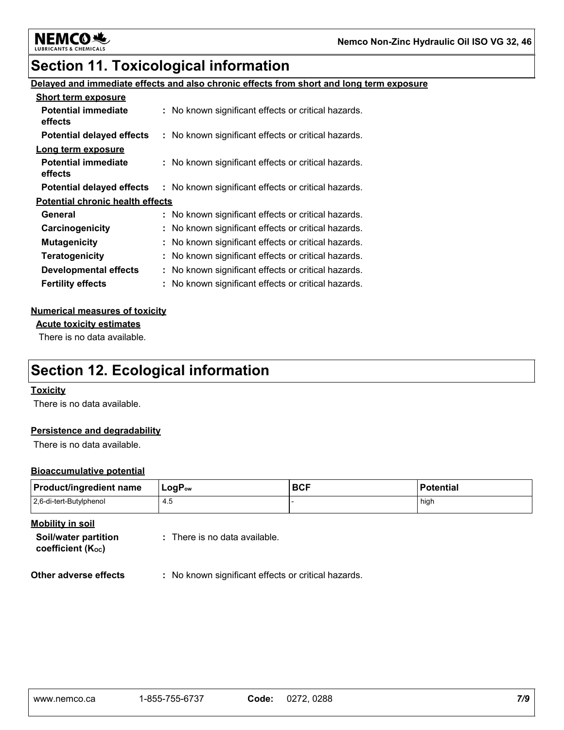## Section 11. Toxicological information

**Delayed and immediate effects and also chronic effects from short and long term exposure**

**Short term exposure**

**Potential immediate effects** : No known significant effects or critical hazards.

**Potential delayed effects** : No known significant effects or critical hazards.

**Long term exposure**

**Potential immediate effects** : No known significant effects or critical hazards.

**Potential delayed effects** : No known significant effects or critical hazards.

**Potential chronic health effects**

**General** : No known significant effects or critical hazards.

**Carcinogenicity** : No known significant effects or critical hazards.

**Mutagenicity** : No known significant effects or critical hazards.

**Teratogenicity** : No known significant effects or critical hazards.

**Developmental effects** : No known significant effects or critical hazards.

**Fertility effects** : No known significant effects or critical hazards.

**Numerical measures of toxicity**

**Acute toxicity estimates**

There is no data available.

## Section 12. Ecological information

**Toxicity**

There is no data available.

**Persistence and degradability**

There is no data available.

**Bioaccumulative potential**

| Product/ingredient name | $LogP_{ow}$ | BCF | Potential |
|---|---|---|---|
| 2,6-di-tert-Butylphenol | 4.5 | - | high |

**Mobility in soil**

**Soil/water partition coefficient ($K_{OC}$)** : There is no data available.

**Other adverse effects** : No known significant effects or critical hazards.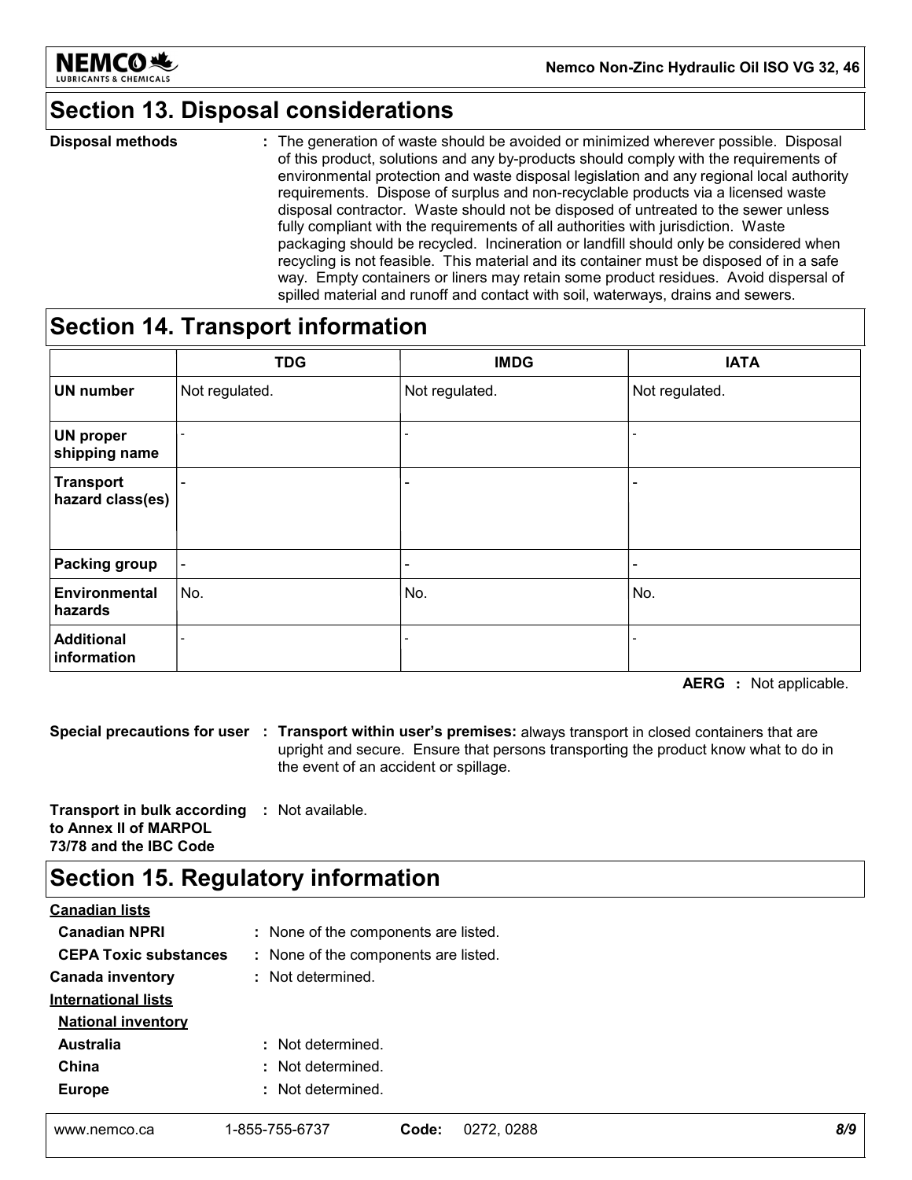## Section 13. Disposal considerations

**Disposal methods** : The generation of waste should be avoided or minimized wherever possible. Disposal of this product, solutions and any by-products should comply with the requirements of environmental protection and waste disposal legislation and any regional local authority requirements. Dispose of surplus and non-recyclable products via a licensed waste disposal contractor. Waste should not be disposed of untreated to the sewer unless fully compliant with the requirements of all authorities with jurisdiction. Waste packaging should be recycled. Incineration or landfill should only be considered when recycling is not feasible. This material and its container must be disposed of in a safe way. Empty containers or liners may retain some product residues. Avoid dispersal of spilled material and runoff and contact with soil, waterways, drains and sewers.

## Section 14. Transport information

| | TDG | IMDG | IATA |
|---|---|---|---|
| **UN number** | Not regulated. | Not regulated. | Not regulated. |
| **UN proper shipping name** | - | - | - |
| **Transport hazard class(es)** | - | - | - |
| **Packing group** | - | - | - |
| **Environmental hazards** | No. | No. | No. |
| **Additional information** | - | - | - |

**AERG** : Not applicable.

**Special precautions for user** : **Transport within user's premises:** always transport in closed containers that are upright and secure. Ensure that persons transporting the product know what to do in the event of an accident or spillage.

**Transport in bulk according to Annex II of MARPOL 73/78 and the IBC Code** : Not available.

## Section 15. Regulatory information

**Canadian lists**

- **Canadian NPRI** : None of the components are listed.
- **CEPA Toxic substances** : None of the components are listed.

**Canada inventory** : Not determined.

**International lists**

**National inventory**

- **Australia** : Not determined.
- **China** : Not determined.
- **Europe** : Not determined.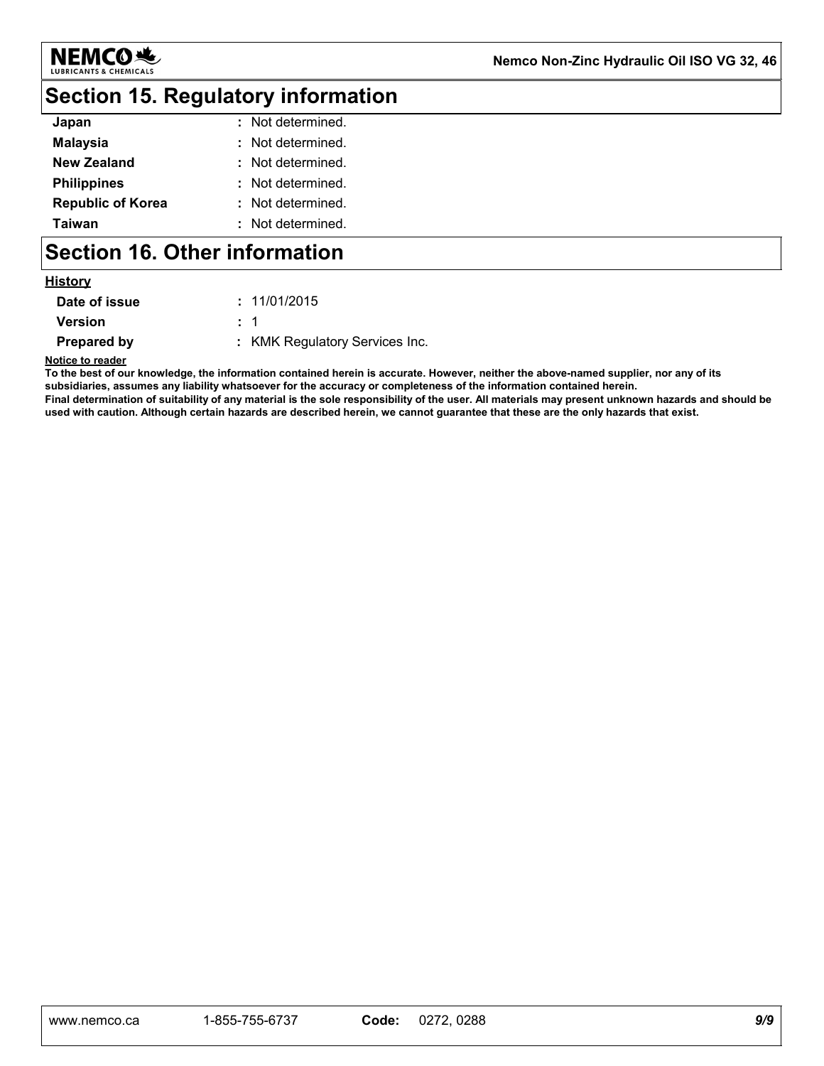## Section 15. Regulatory information

| | |
|---|---|
| **Japan** | : Not determined. |
| **Malaysia** | : Not determined. |
| **New Zealand** | : Not determined. |
| **Philippines** | : Not determined. |
| **Republic of Korea** | : Not determined. |
| **Taiwan** | : Not determined. |

## Section 16. Other information

**History**

| | |
|---|---|
| **Date of issue** | : 11/01/2015 |
| **Version** | : 1 |
| **Prepared by** | : KMK Regulatory Services Inc. |

**Notice to reader**

**To the best of our knowledge, the information contained herein is accurate. However, neither the above-named supplier, nor any of its subsidiaries, assumes any liability whatsoever for the accuracy or completeness of the information contained herein.**
**Final determination of suitability of any material is the sole responsibility of the user. All materials may present unknown hazards and should be used with caution. Although certain hazards are described herein, we cannot guarantee that these are the only hazards that exist.**